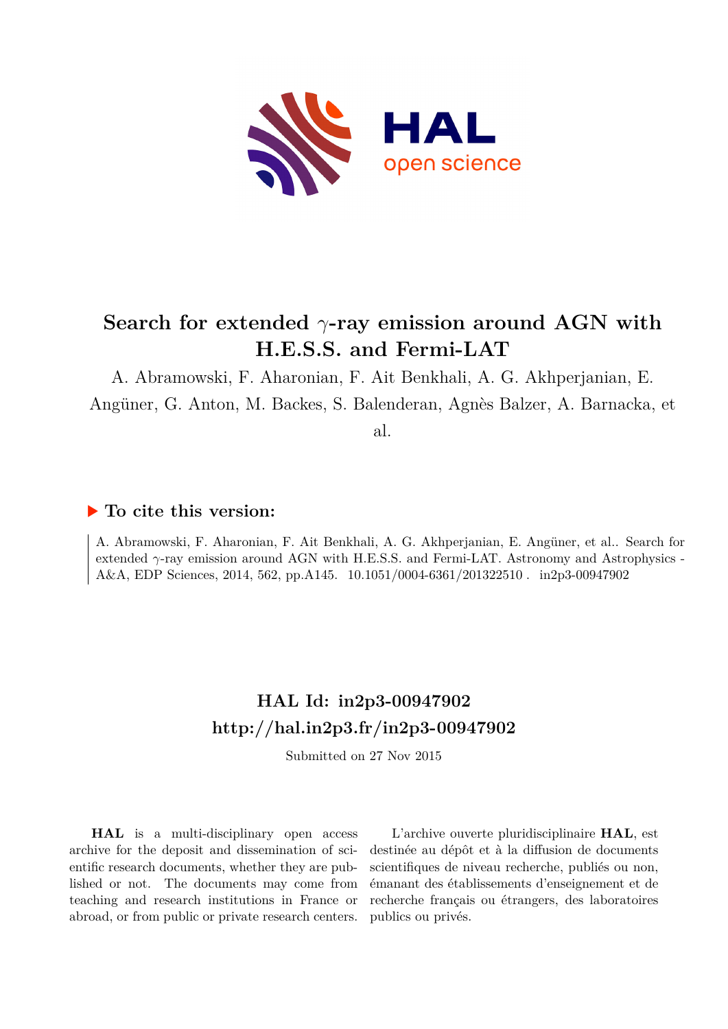# Search for extended $\gamma$-ray emission around AGN with H.E.S.S. and Fermi-LAT

A. Abramowski, F. Aharonian, F. Ait Benkhali, A. G. Akhperjanian, E. Angüner, G. Anton, M. Backes, S. Balenderan, Agnès Balzer, A. Barnacka, et al.

## ▶ To cite this version:

A. Abramowski, F. Aharonian, F. Ait Benkhali, A. G. Akhperjanian, E. Angüner, et al.. Search for extended $\gamma$-ray emission around AGN with H.E.S.S. and Fermi-LAT. Astronomy and Astrophysics - A&A, EDP Sciences, 2014, 562, pp.A145. 10.1051/0004-6361/201322510 . in2p3-00947902

## HAL Id: in2p3-00947902
## http://hal.in2p3.fr/in2p3-00947902

Submitted on 27 Nov 2015

**HAL** is a multi-disciplinary open access archive for the deposit and dissemination of scientific research documents, whether they are published or not. The documents may come from teaching and research institutions in France or abroad, or from public or private research centers.

L'archive ouverte pluridisciplinaire **HAL**, est destinée au dépôt et à la diffusion de documents scientifiques de niveau recherche, publiés ou non, émanant des établissements d'enseignement et de recherche français ou étrangers, des laboratoires publics ou privés.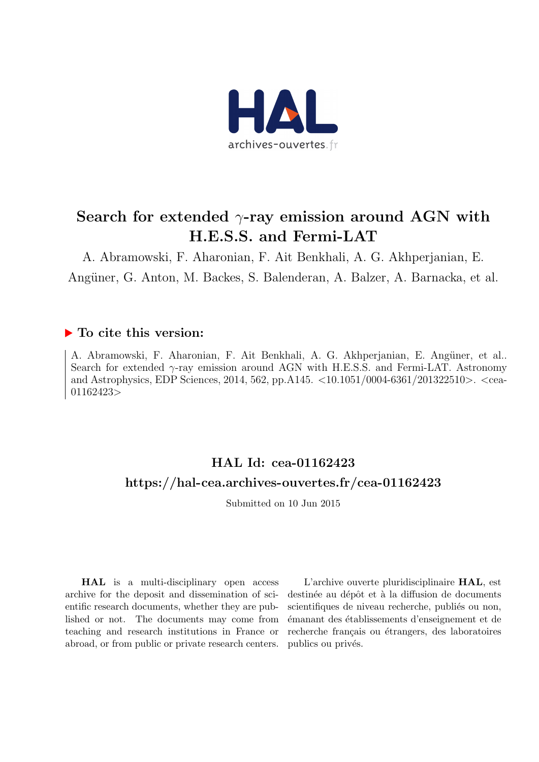# Search for extended $\gamma$-ray emission around AGN with H.E.S.S. and Fermi-LAT

A. Abramowski, F. Aharonian, F. Ait Benkhali, A. G. Akhperjanian, E. Angüner, G. Anton, M. Backes, S. Balenderan, A. Balzer, A. Barnacka, et al.

## ▶ To cite this version:

A. Abramowski, F. Aharonian, F. Ait Benkhali, A. G. Akhperjanian, E. Angüner, et al.. Search for extended $\gamma$-ray emission around AGN with H.E.S.S. and Fermi-LAT. Astronomy and Astrophysics, EDP Sciences, 2014, 562, pp.A145. <10.1051/0004-6361/201322510>. <cea-01162423>

## HAL Id: cea-01162423

## https://hal-cea.archives-ouvertes.fr/cea-01162423

Submitted on 10 Jun 2015

**HAL** is a multi-disciplinary open access archive for the deposit and dissemination of scientific research documents, whether they are published or not. The documents may come from teaching and research institutions in France or abroad, or from public or private research centers.

L'archive ouverte pluridisciplinaire **HAL**, est destinée au dépôt et à la diffusion de documents scientifiques de niveau recherche, publiés ou non, émanant des établissements d'enseignement et de recherche français ou étrangers, des laboratoires publics ou privés.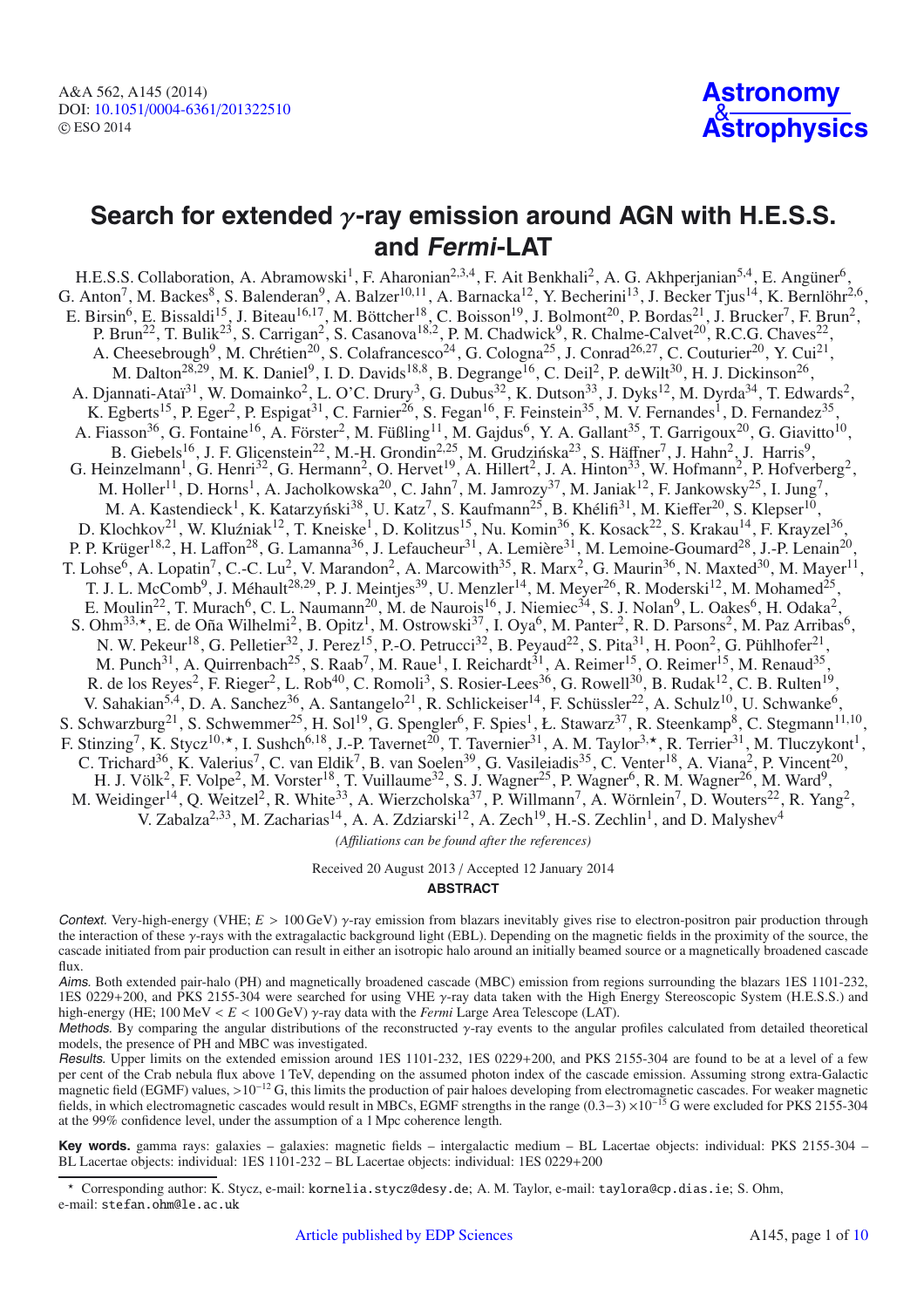# Search for extended $\gamma$-ray emission around AGN with H.E.S.S. and *Fermi*-LAT

H.E.S.S. Collaboration, A. Abramowski[1], F. Aharonian[2,3,4], F. Ait Benkhali[2], A. G. Akhperjanian[5,4], E. Angüner[6], G. Anton[7], M. Backes[8], S. Balenderan[9], A. Balzer[10,11], A. Barnacka[12], Y. Becherini[13], J. Becker Tjus[14], K. Bernlöhr[2,6], E. Birsin[6], E. Bissaldi[15], J. Biteau[16,17], M. Böttcher[18], C. Boisson[19], J. Bolmont[20], P. Bordas[21], J. Brucker[7], F. Brun[2], P. Brun[22], T. Bulik[23], S. Carrigan[2], S. Casanova[18,2], P. M. Chadwick[9], R. Chalme-Calvet[20], R.C.G. Chaves[22], A. Cheesebrough[9], M. Chrétien[20], S. Colafrancesco[24], G. Cologna[25], J. Conrad[26,27], C. Couturier[20], Y. Cui[21], M. Dalton[28,29], M. K. Daniel[9], I. D. Davids[18,8], B. Degrange[16], C. Deil[2], P. deWilt[30], H. J. Dickinson[26], A. Djannati-Ataï[31], W. Domainko[2], L. O'C. Drury[3], G. Dubus[32], K. Dutson[33], J. Dyks[12], M. Dyrda[34], T. Edwards[2], K. Egberts[15], P. Eger[2], P. Espigat[31], C. Farnier[26], S. Fegan[16], F. Feinstein[35], M. V. Fernandes[1], D. Fernandez[35], A. Fiasson[36], G. Fontaine[16], A. Förster[2], M. Füßling[11], M. Gajdus[6], Y. A. Gallant[35], T. Garrigoux[20], G. Giavitto[10], B. Giebels[16], J. F. Glicenstein[22], M.-H. Grondin[2,25], M. Grudzińska[23], S. Häffner[7], J. Hahn[2], J. Harris[9], G. Heinzelmann[1], G. Henri[32], G. Hermann[2], O. Hervet[19], A. Hillert[2], J. A. Hinton[33], W. Hofmann[2], P. Hofverberg[2], M. Holler[11], D. Horns[1], A. Jacholkowska[20], C. Jahn[7], M. Jamrozy[37], M. Janiak[12], F. Jankowsky[25], I. Jung[7], M. A. Kastendieck[1], K. Katarzyński[38], U. Katz[7], S. Kaufmann[25], B. Khélifi[31], M. Kieffer[20], S. Klepser[10], D. Klochkov[21], W. Kluźniak[12], T. Kneiske[1], D. Kolitzus[15], Nu. Komin[36], K. Kosack[22], S. Krakau[14], F. Krayzel[36], P. P. Krüger[18,2], H. Laffon[28], G. Lamanna[36], J. Lefaucheur[31], A. Lemière[31], M. Lemoine-Goumard[28], J.-P. Lenain[20], T. Lohse[6], A. Lopatin[7], C.-C. Lu[2], V. Marandon[2], A. Marcowith[35], R. Marx[2], G. Maurin[36], N. Maxted[30], M. Mayer[11], T. J. L. McComb[9], J. Méhault[28,29], P. J. Meintjes[39], U. Menzler[14], M. Meyer[26], R. Moderski[12], M. Mohamed[25], E. Moulin[22], T. Murach[6], C. L. Naumann[20], M. de Naurois[16], J. Niemiec[34], S. J. Nolan[9], L. Oakes[6], H. Odaka[2], S. Ohm[33,⋆], E. de Oña Wilhelmi[2], B. Opitz[1], M. Ostrowski[37], I. Oya[6], M. Panter[2], R. D. Parsons[2], M. Paz Arribas[6], N. W. Pekeur[18], G. Pelletier[32], J. Perez[15], P.-O. Petrucci[32], B. Peyaud[22], S. Pita[31], H. Poon[2], G. Pühlhofer[21], M. Punch[31], A. Quirrenbach[25], S. Raab[7], M. Raue[1], I. Reichardt[31], A. Reimer[15], O. Reimer[15], M. Renaud[35], R. de los Reyes[2], F. Rieger[2], L. Rob[40], C. Romoli[3], S. Rosier-Lees[36], G. Rowell[30], B. Rudak[12], C. B. Rulten[19], V. Sahakian[5,4], D. A. Sanchez[36], A. Santangelo[21], R. Schlickeiser[14], F. Schüssler[22], A. Schulz[10], U. Schwanke[6], S. Schwarzburg[21], S. Schwemmer[25], H. Sol[19], G. Spengler[6], F. Spies[1], Ł. Stawarz[37], R. Steenkamp[8], C. Stegmann[11,10], F. Stinzing[7], K. Stycz[10,⋆], I. Sushch[6,18], J.-P. Tavernet[20], T. Tavernier[31], A. M. Taylor[3,⋆], R. Terrier[31], M. Tluczykont[1], C. Trichard[36], K. Valerius[7], C. van Eldik[7], B. van Soelen[39], G. Vasileiadis[35], C. Venter[18], A. Viana[2], P. Vincent[20], H. J. Völk[2], F. Volpe[2], M. Vorster[18], T. Vuillaume[32], S. J. Wagner[25], P. Wagner[6], R. M. Wagner[26], M. Ward[9], M. Weidinger[14], Q. Weitzel[2], R. White[33], A. Wierzcholska[37], P. Willmann[7], A. Wörnlein[7], D. Wouters[22], R. Yang[2], V. Zabalza[2,33], M. Zacharias[14], A. A. Zdziarski[12], A. Zech[19], H.-S. Zechlin[1], and D. Malyshev[4]

*(Affiliations can be found after the references)*

Received 20 August 2013 / Accepted 12 January 2014

**ABSTRACT**

*Context.* Very-high-energy (VHE; $E > 100$ GeV) $\gamma$-ray emission from blazars inevitably gives rise to electron-positron pair production through the interaction of these $\gamma$-rays with the extragalactic background light (EBL). Depending on the magnetic fields in the proximity of the source, the cascade initiated from pair production can result in either an isotropic halo around an initially beamed source or a magnetically broadened cascade flux.

*Aims.* Both extended pair-halo (PH) and magnetically broadened cascade (MBC) emission from regions surrounding the blazars 1ES 1101-232, 1ES 0229+200, and PKS 2155-304 were searched for using VHE $\gamma$-ray data taken with the High Energy Stereoscopic System (H.E.S.S.) and high-energy (HE; 100 MeV $< E <$ 100 GeV) $\gamma$-ray data with the *Fermi* Large Area Telescope (LAT).

*Methods.* By comparing the angular distributions of the reconstructed $\gamma$-ray events to the angular profiles calculated from detailed theoretical models, the presence of PH and MBC was investigated.

*Results.* Upper limits on the extended emission around 1ES 1101-232, 1ES 0229+200, and PKS 2155-304 are found to be at a level of a few per cent of the Crab nebula flux above 1 TeV, depending on the assumed photon index of the cascade emission. Assuming strong extra-Galactic magnetic field (EGMF) values, $>10^{-12}$ G, this limits the production of pair haloes developing from electromagnetic cascades. For weaker magnetic fields, in which electromagnetic cascades would result in MBCs, EGMF strengths in the range $(0.3{-}3)\times10^{-15}$ G were excluded for PKS 2155-304 at the 99% confidence level, under the assumption of a 1 Mpc coherence length.

**Key words.** gamma rays: galaxies – galaxies: magnetic fields – intergalactic medium – BL Lacertae objects: individual: PKS 2155-304 – BL Lacertae objects: individual: 1ES 1101-232 – BL Lacertae objects: individual: 1ES 0229+200

⋆ Corresponding author: K. Stycz, e-mail: kornelia.stycz@desy.de; A. M. Taylor, e-mail: taylora@cp.dias.ie; S. Ohm, e-mail: stefan.ohm@le.ac.uk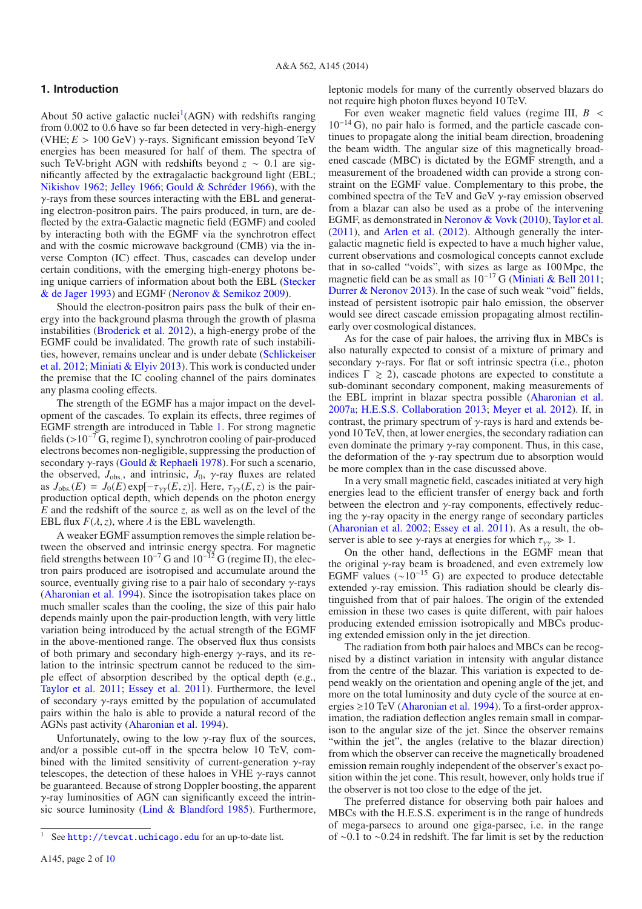## 1. Introduction

About 50 active galactic nuclei[1](AGN) with redshifts ranging from 0.002 to 0.6 have so far been detected in very-high-energy (VHE; $E > 100$ GeV) $\gamma$-rays. Significant emission beyond TeV energies has been measured for half of them. The spectra of such TeV-bright AGN with redshifts beyond $z \sim 0.1$ are significantly affected by the extragalactic background light (EBL; Nikishov 1962; Jelley 1966; Gould & Schréder 1966), with the $\gamma$-rays from these sources interacting with the EBL and generating electron-positron pairs. The pairs produced, in turn, are deflected by the extra-Galactic magnetic field (EGMF) and cooled by interacting both with the EGMF via the synchrotron effect and with the cosmic microwave background (CMB) via the inverse Compton (IC) effect. Thus, cascades can develop under certain conditions, with the emerging high-energy photons being unique carriers of information about both the EBL (Stecker & de Jager 1993) and EGMF (Neronov & Semikoz 2009).

Should the electron-positron pairs pass the bulk of their energy into the background plasma through the growth of plasma instabilities (Broderick et al. 2012), a high-energy probe of the EGMF could be invalidated. The growth rate of such instabilities, however, remains unclear and is under debate (Schlickeiser et al. 2012; Miniati & Elyiv 2013). This work is conducted under the premise that the IC cooling channel of the pairs dominates any plasma cooling effects.

The strength of the EGMF has a major impact on the development of the cascades. To explain its effects, three regimes of EGMF strength are introduced in Table 1. For strong magnetic fields ($>10^{-7}$ G, regime I), synchrotron cooling of pair-produced electrons becomes non-negligible, suppressing the production of secondary $\gamma$-rays (Gould & Rephaeli 1978). For such a scenario, the observed, $J_{\rm obs.}$, and intrinsic, $J_0$, $\gamma$-ray fluxes are related as $J_{\rm obs.}(E) = J_0(E)\exp[-\tau_{\gamma\gamma}(E,z)]$. Here, $\tau_{\gamma\gamma}(E,z)$ is the pair-production optical depth, which depends on the photon energy $E$ and the redshift of the source $z$, as well as on the level of the EBL flux $F(\lambda, z)$, where $\lambda$ is the EBL wavelength.

A weaker EGMF assumption removes the simple relation between the observed and intrinsic energy spectra. For magnetic field strengths between $10^{-7}$ G and $10^{-12}$ G (regime II), the electron pairs produced are isotropised and accumulate around the source, eventually giving rise to a pair halo of secondary $\gamma$-rays (Aharonian et al. 1994). Since the isotropisation takes place on much smaller scales than the cooling, the size of this pair halo depends mainly upon the pair-production length, with very little variation being introduced by the actual strength of the EGMF in the above-mentioned range. The observed flux thus consists of both primary and secondary high-energy $\gamma$-rays, and its relation to the intrinsic spectrum cannot be reduced to the simple effect of absorption described by the optical depth (e.g., Taylor et al. 2011; Essey et al. 2011). Furthermore, the level of secondary $\gamma$-rays emitted by the population of accumulated pairs within the halo is able to provide a natural record of the AGNs past activity (Aharonian et al. 1994).

Unfortunately, owing to the low $\gamma$-ray flux of the sources, and/or a possible cut-off in the spectra below 10 TeV, combined with the limited sensitivity of current-generation $\gamma$-ray telescopes, the detection of these haloes in VHE $\gamma$-rays cannot be guaranteed. Because of strong Doppler boosting, the apparent $\gamma$-ray luminosities of AGN can significantly exceed the intrinsic source luminosity (Lind & Blandford 1985). Furthermore, leptonic models for many of the currently observed blazars do not require high photon fluxes beyond 10 TeV.

For even weaker magnetic field values (regime III, $B < 10^{-14}$ G), no pair halo is formed, and the particle cascade continues to propagate along the initial beam direction, broadening the beam width. The angular size of this magnetically broadened cascade (MBC) is dictated by the EGMF strength, and a measurement of the broadened width can provide a strong constraint on the EGMF value. Complementary to this probe, the combined spectra of the TeV and GeV $\gamma$-ray emission observed from a blazar can also be used as a probe of the intervening EGMF, as demonstrated in Neronov & Vovk (2010), Taylor et al. (2011), and Arlen et al. (2012). Although generally the intergalactic magnetic field is expected to have a much higher value, current observations and cosmological concepts cannot exclude that in so-called "voids", with sizes as large as 100 Mpc, the magnetic field can be as small as $10^{-17}$ G (Miniati & Bell 2011; Durrer & Neronov 2013). In the case of such weak "void" fields, instead of persistent isotropic pair halo emission, the observer would see direct cascade emission propagating almost rectilinearly over cosmological distances.

As for the case of pair haloes, the arriving flux in MBCs is also naturally expected to consist of a mixture of primary and secondary $\gamma$-rays. For flat or soft intrinsic spectra (i.e., photon indices $\Gamma \gtrsim 2$), cascade photons are expected to constitute a sub-dominant secondary component, making measurements of the EBL imprint in blazar spectra possible (Aharonian et al. 2007a; H.E.S.S. Collaboration 2013; Meyer et al. 2012). If, in contrast, the primary spectrum of $\gamma$-rays is hard and extends beyond 10 TeV, then, at lower energies, the secondary radiation can even dominate the primary $\gamma$-ray component. Thus, in this case, the deformation of the $\gamma$-ray spectrum due to absorption would be more complex than in the case discussed above.

In a very small magnetic field, cascades initiated at very high energies lead to the efficient transfer of energy back and forth between the electron and $\gamma$-ray components, effectively reducing the $\gamma$-ray opacity in the energy range of secondary particles (Aharonian et al. 2002; Essey et al. 2011). As a result, the observer is able to see $\gamma$-rays at energies for which $\tau_{\gamma\gamma} \gg 1$.

On the other hand, deflections in the EGMF mean that the original $\gamma$-ray beam is broadened, and even extremely low EGMF values ($\sim 10^{-15}$ G) are expected to produce detectable extended $\gamma$-ray emission. This radiation should be clearly distinguished from that of pair haloes. The origin of the extended emission in these two cases is quite different, with pair haloes producing extended emission isotropically and MBCs producing extended emission only in the jet direction.

The radiation from both pair haloes and MBCs can be recognised by a distinct variation in intensity with angular distance from the centre of the blazar. This variation is expected to depend weakly on the orientation and opening angle of the jet, and more on the total luminosity and duty cycle of the source at energies $\geq$10 TeV (Aharonian et al. 1994). To a first-order approximation, the radiation deflection angles remain small in comparison to the angular size of the jet. Since the observer remains "within the jet", the angles (relative to the blazar direction) from which the observer can receive the magnetically broadened emission remain roughly independent of the observer's exact position within the jet cone. This result, however, only holds true if the observer is not too close to the edge of the jet.

The preferred distance for observing both pair haloes and MBCs with the H.E.S.S. experiment is in the range of hundreds of mega-parsecs to around one giga-parsec, i.e. in the range of ∼0.1 to ∼0.24 in redshift. The far limit is set by the reduction

[1] See http://tevcat.uchicago.edu for an up-to-date list.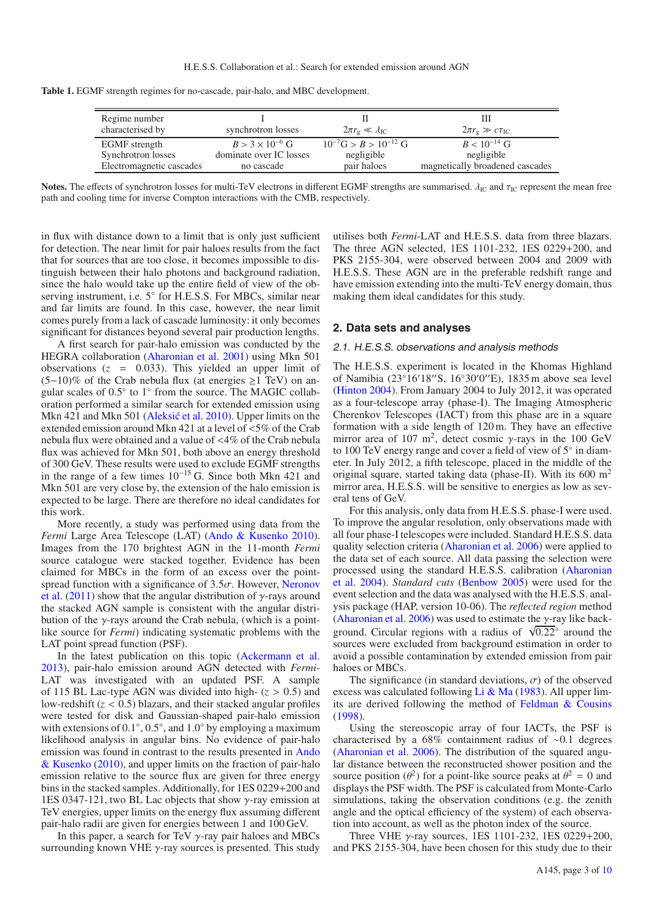**Table 1.** EGMF strength regimes for no-cascade, pair-halo, and MBC development.

| Regime number | I | II | III |
|---|---|---|---|
| characterised by | synchrotron losses | $2\pi r_g \ll \lambda_{IC}$ | $2\pi r_g \gg c\tau_{IC}$ |
| EGMF strength | $B > 3 \times 10^{-6}$ G | $10^{-7}\text{G} > B > 10^{-12}$ G | $B < 10^{-14}$ G |
| Synchrotron losses | dominate over IC losses | negligible | negligible |
| Electromagnetic cascades | no cascade | pair haloes | magnetically broadened cascades |

**Notes.** The effects of synchrotron losses for multi-TeV electrons in different EGMF strengths are summarised. $\lambda_{IC}$ and $\tau_{IC}$ represent the mean free path and cooling time for inverse Compton interactions with the CMB, respectively.

in flux with distance down to a limit that is only just sufficient for detection. The near limit for pair haloes results from the fact that for sources that are too close, it becomes impossible to distinguish between their halo photons and background radiation, since the halo would take up the entire field of view of the observing instrument, i.e. 5° for H.E.S.S. For MBCs, similar near and far limits are found. In this case, however, the near limit comes purely from a lack of cascade luminosity: it only becomes significant for distances beyond several pair production lengths.

A first search for pair-halo emission was conducted by the HEGRA collaboration (Aharonian et al. 2001) using Mkn 501 observations ($z = 0.033$). This yielded an upper limit of (5−10)% of the Crab nebula flux (at energies ≥1 TeV) on angular scales of 0.5° to 1° from the source. The MAGIC collaboration performed a similar search for extended emission using Mkn 421 and Mkn 501 (Aleksić et al. 2010). Upper limits on the extended emission around Mkn 421 at a level of <5% of the Crab nebula flux were obtained and a value of <4% of the Crab nebula flux was achieved for Mkn 501, both above an energy threshold of 300 GeV. These results were used to exclude EGMF strengths in the range of a few times $10^{-15}$ G. Since both Mkn 421 and Mkn 501 are very close by, the extension of the halo emission is expected to be large. There are therefore no ideal candidates for this work.

More recently, a study was performed using data from the *Fermi* Large Area Telescope (LAT) (Ando & Kusenko 2010). Images from the 170 brightest AGN in the 11-month *Fermi* source catalogue were stacked together. Evidence has been claimed for MBCs in the form of an excess over the point-spread function with a significance of 3.5$\sigma$. However, Neronov et al. (2011) show that the angular distribution of $\gamma$-rays around the stacked AGN sample is consistent with the angular distribution of the $\gamma$-rays around the Crab nebula, (which is a point-like source for *Fermi*) indicating systematic problems with the LAT point spread function (PSF).

In the latest publication on this topic (Ackermann et al. 2013), pair-halo emission around AGN detected with *Fermi*-LAT was investigated with an updated PSF. A sample of 115 BL Lac-type AGN was divided into high- ($z > 0.5$) and low-redshift ($z < 0.5$) blazars, and their stacked angular profiles were tested for disk and Gaussian-shaped pair-halo emission with extensions of 0.1°, 0.5°, and 1.0° by employing a maximum likelihood analysis in angular bins. No evidence of pair-halo emission was found in contrast to the results presented in Ando & Kusenko (2010), and upper limits on the fraction of pair-halo emission relative to the source flux are given for three energy bins in the stacked samples. Additionally, for 1ES 0229+200 and 1ES 0347-121, two BL Lac objects that show $\gamma$-ray emission at TeV energies, upper limits on the energy flux assuming different pair-halo radii are given for energies between 1 and 100 GeV.

In this paper, a search for TeV $\gamma$-ray pair haloes and MBCs surrounding known VHE $\gamma$-ray sources is presented. This study utilises both *Fermi*-LAT and H.E.S.S. data from three blazars. The three AGN selected, 1ES 1101-232, 1ES 0229+200, and PKS 2155-304, were observed between 2004 and 2009 with H.E.S.S. These AGN are in the preferable redshift range and have emission extending into the multi-TeV energy domain, thus making them ideal candidates for this study.

## 2. Data sets and analyses

### 2.1. H.E.S.S. observations and analysis methods

The H.E.S.S. experiment is located in the Khomas Highland of Namibia (23°16′18″S, 16°30′0″E), 1835 m above sea level (Hinton 2004). From January 2004 to July 2012, it was operated as a four-telescope array (phase-I). The Imaging Atmospheric Cherenkov Telescopes (IACT) from this phase are in a square formation with a side length of 120 m. They have an effective mirror area of 107 m$^2$, detect cosmic $\gamma$-rays in the 100 GeV to 100 TeV energy range and cover a field of view of 5° in diameter. In July 2012, a fifth telescope, placed in the middle of the original square, started taking data (phase-II). With its 600 m$^2$ mirror area, H.E.S.S. will be sensitive to energies as low as several tens of GeV.

For this analysis, only data from H.E.S.S. phase-I were used. To improve the angular resolution, only observations made with all four phase-I telescopes were included. Standard H.E.S.S. data quality selection criteria (Aharonian et al. 2006) were applied to the data set of each source. All data passing the selection were processed using the standard H.E.S.S. calibration (Aharonian et al. 2004). *Standard cuts* (Benbow 2005) were used for the event selection and the data was analysed with the H.E.S.S. analysis package (HAP, version 10-06). The *reflected region* method (Aharonian et al. 2006) was used to estimate the $\gamma$-ray like background. Circular regions with a radius of $\sqrt{0.22}°$ around the sources were excluded from background estimation in order to avoid a possible contamination by extended emission from pair haloes or MBCs.

The significance (in standard deviations, $\sigma$) of the observed excess was calculated following Li & Ma (1983). All upper limits are derived following the method of Feldman & Cousins (1998).

Using the stereoscopic array of four IACTs, the PSF is characterised by a 68% containment radius of ∼0.1 degrees (Aharonian et al. 2006). The distribution of the squared angular distance between the reconstructed shower position and the source position ($\theta^2$) for a point-like source peaks at $\theta^2 = 0$ and displays the PSF width. The PSF is calculated from Monte-Carlo simulations, taking the observation conditions (e.g. the zenith angle and the optical efficiency of the system) of each observation into account, as well as the photon index of the source.

Three VHE $\gamma$-ray sources, 1ES 1101-232, 1ES 0229+200, and PKS 2155-304, have been chosen for this study due to their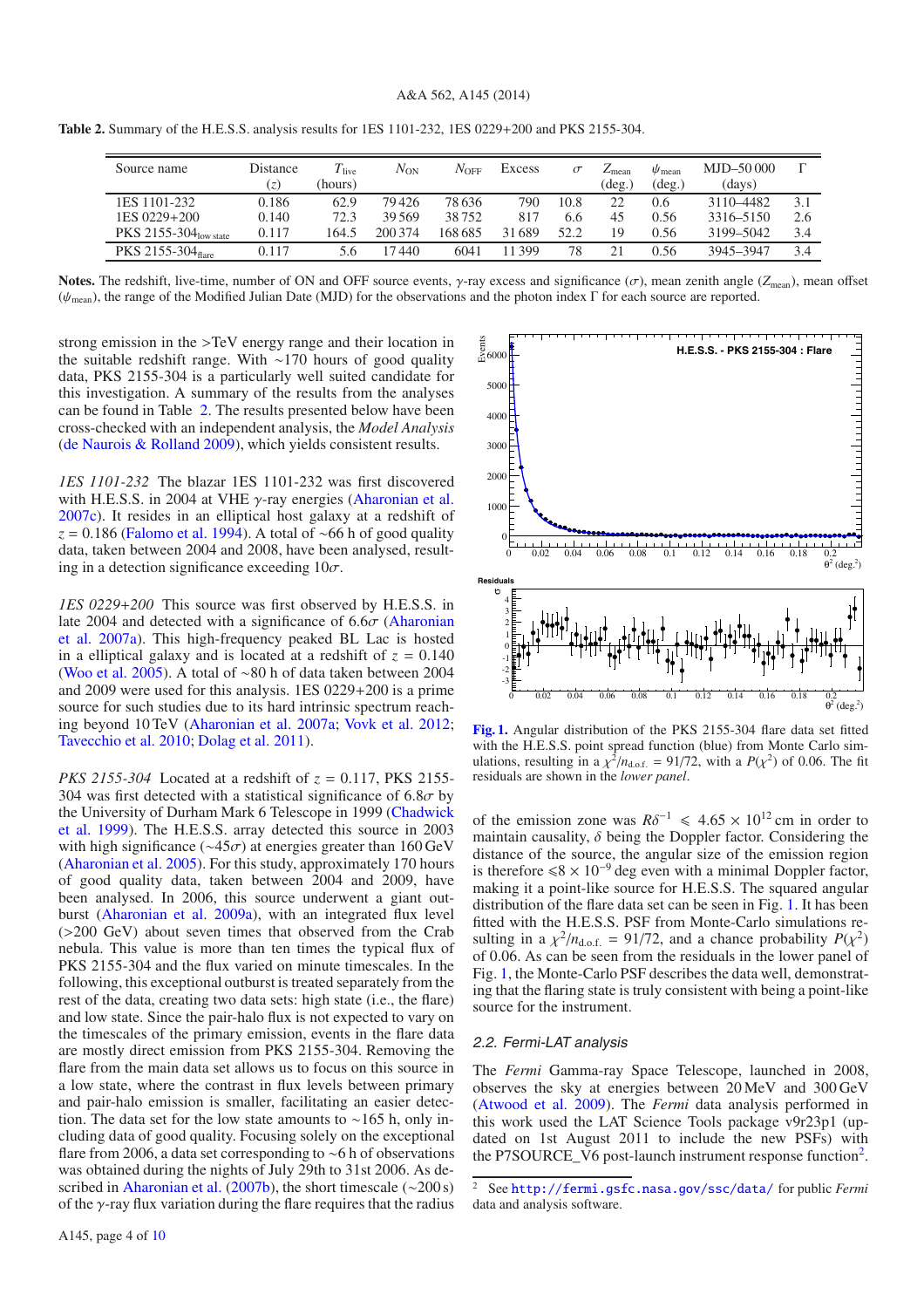**Table 2.** Summary of the H.E.S.S. analysis results for 1ES 1101-232, 1ES 0229+200 and PKS 2155-304.

| Source name | Distance ($z$) | $T_{\rm live}$ (hours) | $N_{\rm ON}$ | $N_{\rm OFF}$ | Excess | $\sigma$ | $Z_{\rm mean}$ (deg.) | $\psi_{\rm mean}$ (deg.) | MJD–50 000 (days) | $\Gamma$ |
|---|---|---|---|---|---|---|---|---|---|---|
| 1ES 1101-232 | 0.186 | 62.9 | 79 426 | 78 636 | 790 | 10.8 | 22 | 0.6 | 3110–4482 | 3.1 |
| 1ES 0229+200 | 0.140 | 72.3 | 39 569 | 38 752 | 817 | 6.6 | 45 | 0.56 | 3316–5150 | 2.6 |
| PKS 2155-304$_{\rm low\ state}$ | 0.117 | 164.5 | 200 374 | 168 685 | 31 689 | 52.2 | 19 | 0.56 | 3199–5042 | 3.4 |
| PKS 2155-304$_{\rm flare}$ | 0.117 | 5.6 | 17 440 | 6041 | 11 399 | 78 | 21 | 0.56 | 3945–3947 | 3.4 |

**Notes.** The redshift, live-time, number of ON and OFF source events, $\gamma$-ray excess and significance ($\sigma$), mean zenith angle ($Z_{\rm mean}$), mean offset ($\psi_{\rm mean}$), the range of the Modified Julian Date (MJD) for the observations and the photon index $\Gamma$ for each source are reported.

strong emission in the >TeV energy range and their location in the suitable redshift range. With ~170 hours of good quality data, PKS 2155-304 is a particularly well suited candidate for this investigation. A summary of the results from the analyses can be found in Table 2. The results presented below have been cross-checked with an independent analysis, the *Model Analysis* (de Naurois & Rolland 2009), which yields consistent results.

*1ES 1101-232* The blazar 1ES 1101-232 was first discovered with H.E.S.S. in 2004 at VHE $\gamma$-ray energies (Aharonian et al. 2007c). It resides in an elliptical host galaxy at a redshift of $z = 0.186$ (Falomo et al. 1994). A total of ~66 h of good quality data, taken between 2004 and 2008, have been analysed, resulting in a detection significance exceeding $10\sigma$.

*1ES 0229+200* This source was first observed by H.E.S.S. in late 2004 and detected with a significance of $6.6\sigma$ (Aharonian et al. 2007a). This high-frequency peaked BL Lac is hosted in a elliptical galaxy and is located at a redshift of $z = 0.140$ (Woo et al. 2005). A total of ~80 h of data taken between 2004 and 2009 were used for this analysis. 1ES 0229+200 is a prime source for such studies due to its hard intrinsic spectrum reaching beyond 10 TeV (Aharonian et al. 2007a; Vovk et al. 2012; Tavecchio et al. 2010; Dolag et al. 2011).

*PKS 2155-304* Located at a redshift of $z = 0.117$, PKS 2155-304 was first detected with a statistical significance of $6.8\sigma$ by the University of Durham Mark 6 Telescope in 1999 (Chadwick et al. 1999). The H.E.S.S. array detected this source in 2003 with high significance (~$45\sigma$) at energies greater than 160 GeV (Aharonian et al. 2005). For this study, approximately 170 hours of good quality data, taken between 2004 and 2009, have been analysed. In 2006, this source underwent a giant outburst (Aharonian et al. 2009a), with an integrated flux level (>200 GeV) about seven times that observed from the Crab nebula. This value is more than ten times the typical flux of PKS 2155-304 and the flux varied on minute timescales. In the following, this exceptional outburst is treated separately from the rest of the data, creating two data sets: high state (i.e., the flare) and low state. Since the pair-halo flux is not expected to vary on the timescales of the primary emission, events in the flare data are mostly direct emission from PKS 2155-304. Removing the flare from the main data set allows us to focus on this source in a low state, where the contrast in flux levels between primary and pair-halo emission is smaller, facilitating an easier detection. The data set for the low state amounts to ~165 h, only including data of good quality. Focusing solely on the exceptional flare from 2006, a data set corresponding to ~6 h of observations was obtained during the nights of July 29th to 31st 2006. As described in Aharonian et al. (2007b), the short timescale (~200 s) of the $\gamma$-ray flux variation during the flare requires that the radius of the emission zone was $R\delta^{-1} \leqslant 4.65 \times 10^{12}$ cm in order to maintain causality, $\delta$ being the Doppler factor. Considering the distance of the source, the angular size of the emission region is therefore $\leqslant 8 \times 10^{-9}$ deg even with a minimal Doppler factor, making it a point-like source for H.E.S.S. The squared angular distribution of the flare data set can be seen in Fig. 1. It has been fitted with the H.E.S.S. PSF from Monte-Carlo simulations resulting in a $\chi^2/n_{\rm d.o.f.} = 91/72$, and a chance probability $P(\chi^2)$ of 0.06. As can be seen from the residuals in the lower panel of Fig. 1, the Monte-Carlo PSF describes the data well, demonstrating that the flaring state is truly consistent with being a point-like source for the instrument.

Events
H.E.S.S. - PKS 2155-304 : Flare
6000
5000
4000
3000
2000
1000
0
0 0.02 0.04 0.06 0.08 0.1 0.12 0.14 0.16 0.18 0.2
$\theta^2$ (deg.$^2$)
Residuals
$\sigma$
4 3 2 1 0 -1 -2 -3
0 0.02 0.04 0.06 0.08 0.1 0.12 0.14 0.16 0.18 0.2
$\theta^2$ (deg.$^2$)

**Fig. 1.** Angular distribution of the PKS 2155-304 flare data set fitted with the H.E.S.S. point spread function (blue) from Monte Carlo simulations, resulting in a $\chi^2/n_{\rm d.o.f.} = 91/72$, with a $P(\chi^2)$ of 0.06. The fit residuals are shown in the *lower panel*.

### 2.2. Fermi-LAT analysis

The *Fermi* Gamma-ray Space Telescope, launched in 2008, observes the sky at energies between 20 MeV and 300 GeV (Atwood et al. 2009). The *Fermi* data analysis performed in this work used the LAT Science Tools package v9r23p1 (updated on 1st August 2011 to include the new PSFs) with the P7SOURCE_V6 post-launch instrument response function[2].

[2] See http://fermi.gsfc.nasa.gov/ssc/data/ for public *Fermi* data and analysis software.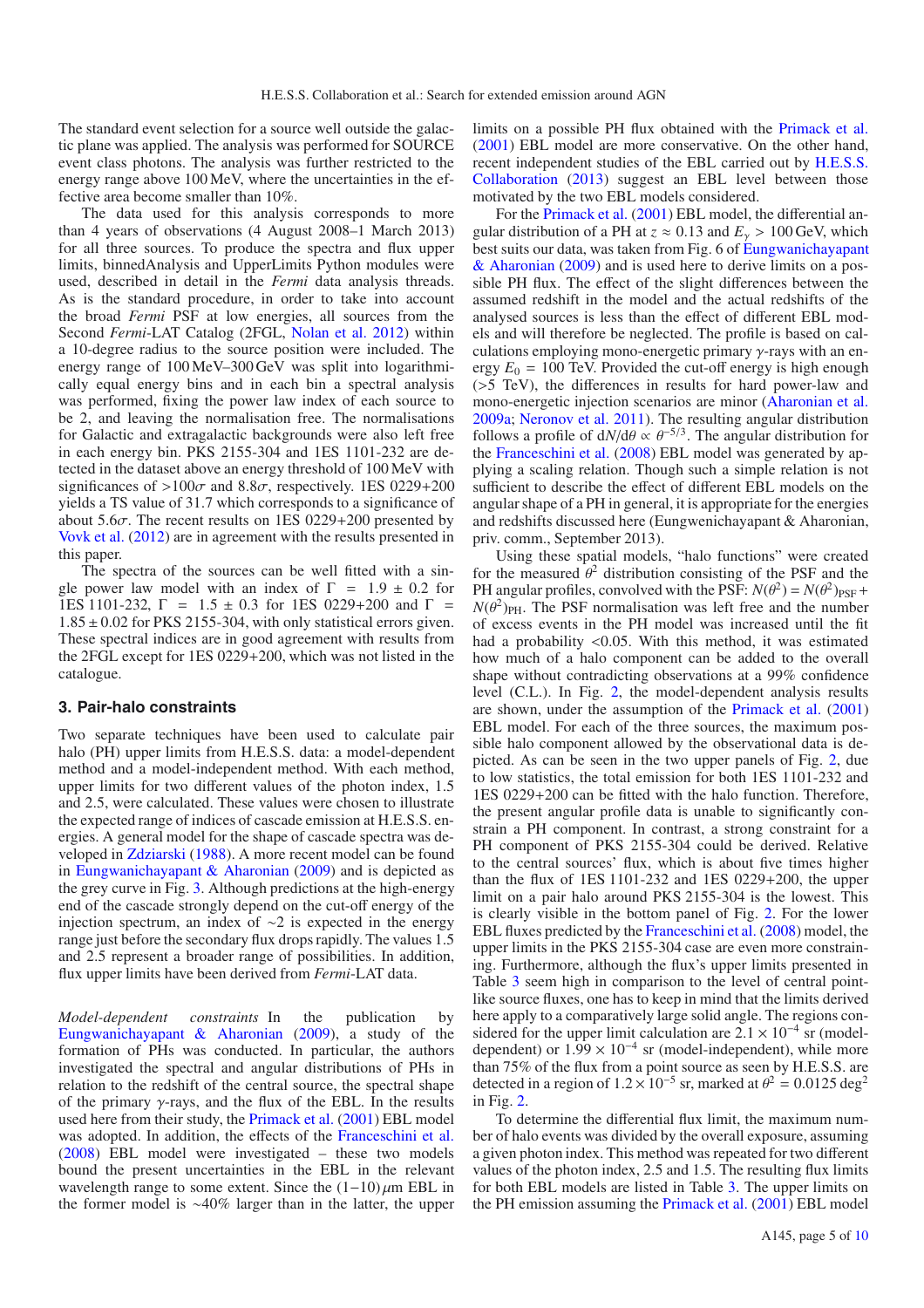The standard event selection for a source well outside the galactic plane was applied. The analysis was performed for SOURCE event class photons. The analysis was further restricted to the energy range above 100 MeV, where the uncertainties in the effective area become smaller than 10%.

The data used for this analysis corresponds to more than 4 years of observations (4 August 2008–1 March 2013) for all three sources. To produce the spectra and flux upper limits, binnedAnalysis and UpperLimits Python modules were used, described in detail in the *Fermi* data analysis threads. As is the standard procedure, in order to take into account the broad *Fermi* PSF at low energies, all sources from the Second *Fermi*-LAT Catalog (2FGL, Nolan et al. 2012) within a 10-degree radius to the source position were included. The energy range of 100 MeV–300 GeV was split into logarithmically equal energy bins and in each bin a spectral analysis was performed, fixing the power law index of each source to be 2, and leaving the normalisation free. The normalisations for Galactic and extragalactic backgrounds were also left free in each energy bin. PKS 2155-304 and 1ES 1101-232 are detected in the dataset above an energy threshold of 100 MeV with significances of $>100\sigma$ and $8.8\sigma$, respectively. 1ES 0229+200 yields a TS value of 31.7 which corresponds to a significance of about $5.6\sigma$. The recent results on 1ES 0229+200 presented by Vovk et al. (2012) are in agreement with the results presented in this paper.

The spectra of the sources can be well fitted with a single power law model with an index of $\Gamma = 1.9 \pm 0.2$ for 1ES 1101-232, $\Gamma = 1.5 \pm 0.3$ for 1ES 0229+200 and $\Gamma = 1.85 \pm 0.02$ for PKS 2155-304, with only statistical errors given. These spectral indices are in good agreement with results from the 2FGL except for 1ES 0229+200, which was not listed in the catalogue.

## 3. Pair-halo constraints

Two separate techniques have been used to calculate pair halo (PH) upper limits from H.E.S.S. data: a model-dependent method and a model-independent method. With each method, upper limits for two different values of the photon index, 1.5 and 2.5, were calculated. These values were chosen to illustrate the expected range of indices of cascade emission at H.E.S.S. energies. A general model for the shape of cascade spectra was developed in Zdziarski (1988). A more recent model can be found in Eungwanichayapant & Aharonian (2009) and is depicted as the grey curve in Fig. 3. Although predictions at the high-energy end of the cascade strongly depend on the cut-off energy of the injection spectrum, an index of ~2 is expected in the energy range just before the secondary flux drops rapidly. The values 1.5 and 2.5 represent a broader range of possibilities. In addition, flux upper limits have been derived from *Fermi*-LAT data.

*Model-dependent constraints* In the publication by Eungwanichayapant & Aharonian (2009), a study of the formation of PHs was conducted. In particular, the authors investigated the spectral and angular distributions of PHs in relation to the redshift of the central source, the spectral shape of the primary $\gamma$-rays, and the flux of the EBL. In the results used here from their study, the Primack et al. (2001) EBL model was adopted. In addition, the effects of the Franceschini et al. (2008) EBL model were investigated – these two models bound the present uncertainties in the EBL in the relevant wavelength range to some extent. Since the $(1-10)\,\mu$m EBL in the former model is ~40% larger than in the latter, the upper limits on a possible PH flux obtained with the Primack et al. (2001) EBL model are more conservative. On the other hand, recent independent studies of the EBL carried out by H.E.S.S. Collaboration (2013) suggest an EBL level between those motivated by the two EBL models considered.

For the Primack et al. (2001) EBL model, the differential angular distribution of a PH at $z \approx 0.13$ and $E_\gamma > 100$ GeV, which best suits our data, was taken from Fig. 6 of Eungwanichayapant & Aharonian (2009) and is used here to derive limits on a possible PH flux. The effect of the slight differences between the assumed redshift in the model and the actual redshifts of the analysed sources is less than the effect of different EBL models and will therefore be neglected. The profile is based on calculations employing mono-energetic primary $\gamma$-rays with an energy $E_0 = 100$ TeV. Provided the cut-off energy is high enough (>5 TeV), the differences in results for hard power-law and mono-energetic injection scenarios are minor (Aharonian et al. 2009a; Neronov et al. 2011). The resulting angular distribution follows a profile of $dN/d\theta \propto \theta^{-5/3}$. The angular distribution for the Franceschini et al. (2008) EBL model was generated by applying a scaling relation. Though such a simple relation is not sufficient to describe the effect of different EBL models on the angular shape of a PH in general, it is appropriate for the energies and redshifts discussed here (Eungwanichayapant & Aharonian, priv. comm., September 2013).

Using these spatial models, "halo functions" were created for the measured $\theta^2$ distribution consisting of the PSF and the PH angular profiles, convolved with the PSF: $N(\theta^2) = N(\theta^2)_{\rm PSF} + N(\theta^2)_{\rm PH}$. The PSF normalisation was left free and the number of excess events in the PH model was increased until the fit had a probability <0.05. With this method, it was estimated how much of a halo component can be added to the overall shape without contradicting observations at a 99% confidence level (C.L.). In Fig. 2, the model-dependent analysis results are shown, under the assumption of the Primack et al. (2001) EBL model. For each of the three sources, the maximum possible halo component allowed by the observational data is depicted. As can be seen in the two upper panels of Fig. 2, due to low statistics, the total emission for both 1ES 1101-232 and 1ES 0229+200 can be fitted with the halo function. Therefore, the present angular profile data is unable to significantly constrain a PH component. In contrast, a strong constraint for a PH component of PKS 2155-304 could be derived. Relative to the central sources' flux, which is about five times higher than the flux of 1ES 1101-232 and 1ES 0229+200, the upper limit on a pair halo around PKS 2155-304 is the lowest. This is clearly visible in the bottom panel of Fig. 2. For the lower EBL fluxes predicted by the Franceschini et al. (2008) model, the upper limits in the PKS 2155-304 case are even more constraining. Furthermore, although the flux's upper limits presented in Table 3 seem high in comparison to the level of central point-like source fluxes, one has to keep in mind that the limits derived here apply to a comparatively large solid angle. The regions considered for the upper limit calculation are $2.1 \times 10^{-4}$ sr (model-dependent) or $1.99 \times 10^{-4}$ sr (model-independent), while more than 75% of the flux from a point source as seen by H.E.S.S. are detected in a region of $1.2 \times 10^{-5}$ sr, marked at $\theta^2 = 0.0125$ deg$^2$ in Fig. 2.

To determine the differential flux limit, the maximum number of halo events was divided by the overall exposure, assuming a given photon index. This method was repeated for two different values of the photon index, 2.5 and 1.5. The resulting flux limits for both EBL models are listed in Table 3. The upper limits on the PH emission assuming the Primack et al. (2001) EBL model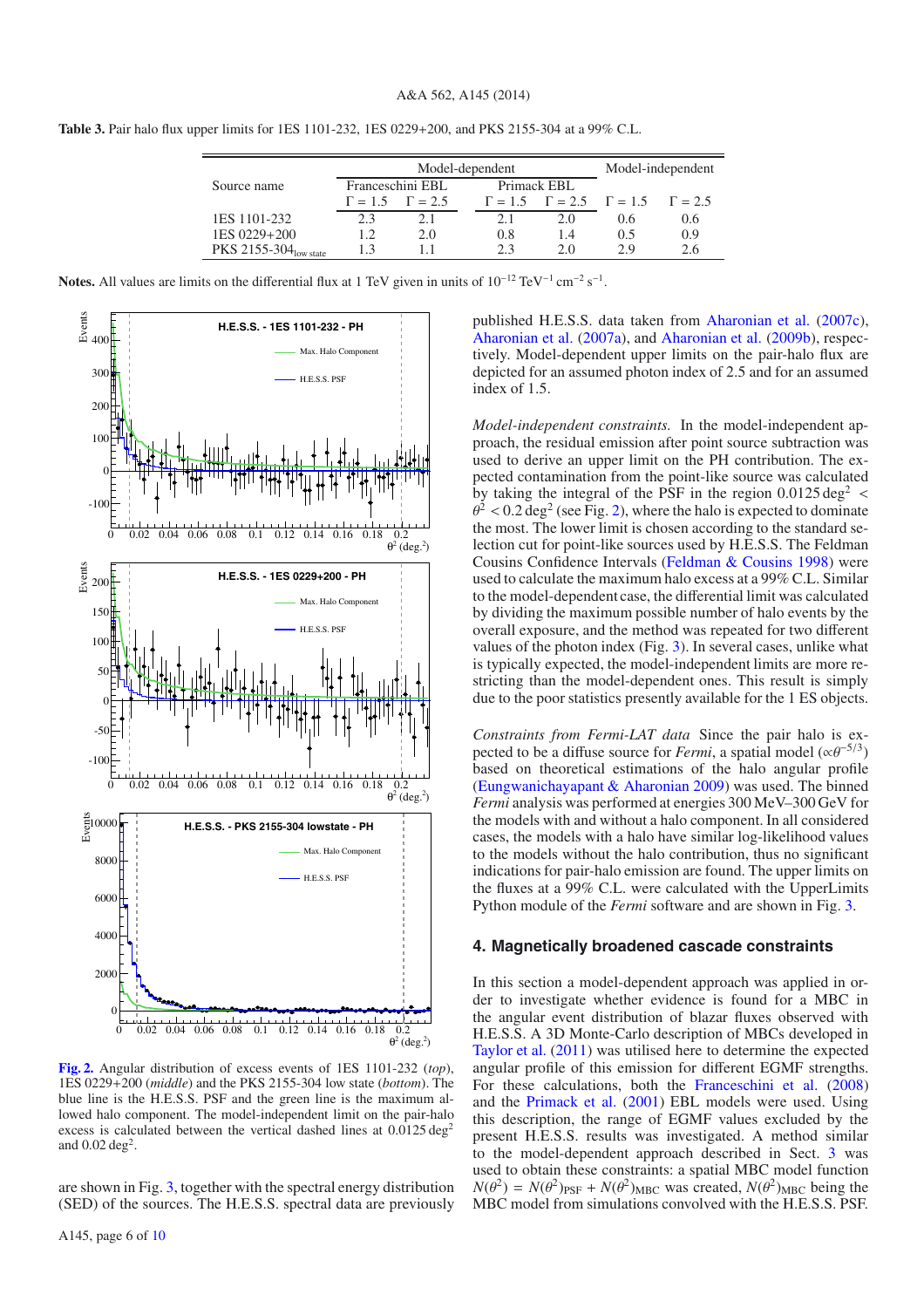**Table 3.** Pair halo flux upper limits for 1ES 1101-232, 1ES 0229+200, and PKS 2155-304 at a 99% C.L.

| Source name | Model-dependent | | | | Model-independent | |
|---|---|---|---|---|---|---|
| | Franceschini EBL | | Primack EBL | | | |
| | $\Gamma = 1.5$ | $\Gamma = 2.5$ | $\Gamma = 1.5$ | $\Gamma = 2.5$ | $\Gamma = 1.5$ | $\Gamma = 2.5$ |
| 1ES 1101-232 | 2.3 | 2.1 | 2.1 | 2.0 | 0.6 | 0.6 |
| 1ES 0229+200 | 1.2 | 2.0 | 0.8 | 1.4 | 0.5 | 0.9 |
| PKS $2155\text{-}304_{\text{low state}}$ | 1.3 | 1.1 | 2.3 | 2.0 | 2.9 | 2.6 |

**Notes.** All values are limits on the differential flux at 1 TeV given in units of $10^{-12}$ TeV$^{-1}$ cm$^{-2}$ s$^{-1}$.

H.E.S.S. - 1ES 1101-232 - PH
Max. Halo Component
H.E.S.S. PSF
Events
$\theta^2$ (deg.$^2$)

H.E.S.S. - 1ES 0229+200 - PH
Max. Halo Component
H.E.S.S. PSF
Events
$\theta^2$ (deg.$^2$)

H.E.S.S. - PKS 2155-304 lowstate - PH
Max. Halo Component
H.E.S.S. PSF
Events
$\theta^2$ (deg.$^2$)

**Fig. 2.** Angular distribution of excess events of 1ES 1101-232 (*top*), 1ES 0229+200 (*middle*) and the PKS 2155-304 low state (*bottom*). The blue line is the H.E.S.S. PSF and the green line is the maximum allowed halo component. The model-independent limit on the pair-halo excess is calculated between the vertical dashed lines at 0.0125 deg$^2$ and 0.02 deg$^2$.

are shown in Fig. 3, together with the spectral energy distribution (SED) of the sources. The H.E.S.S. spectral data are previously published H.E.S.S. data taken from Aharonian et al. (2007c), Aharonian et al. (2007a), and Aharonian et al. (2009b), respectively. Model-dependent upper limits on the pair-halo flux are depicted for an assumed photon index of 2.5 and for an assumed index of 1.5.

*Model-independent constraints.* In the model-independent approach, the residual emission after point source subtraction was used to derive an upper limit on the PH contribution. The expected contamination from the point-like source was calculated by taking the integral of the PSF in the region 0.0125 deg$^2$ $< \theta^2 <$ 0.2 deg$^2$ (see Fig. 2), where the halo is expected to dominate the most. The lower limit is chosen according to the standard selection cut for point-like sources used by H.E.S.S. The Feldman Cousins Confidence Intervals (Feldman & Cousins 1998) were used to calculate the maximum halo excess at a 99% C.L. Similar to the model-dependent case, the differential limit was calculated by dividing the maximum possible number of halo events by the overall exposure, and the method was repeated for two different values of the photon index (Fig. 3). In several cases, unlike what is typically expected, the model-independent limits are more restricting than the model-dependent ones. This result is simply due to the poor statistics presently available for the 1 ES objects.

*Constraints from Fermi-LAT data* Since the pair halo is expected to be a diffuse source for *Fermi*, a spatial model ($\propto\theta^{-5/3}$) based on theoretical estimations of the halo angular profile (Eungwanichayapant & Aharonian 2009) was used. The binned *Fermi* analysis was performed at energies 300 MeV–300 GeV for the models with and without a halo component. In all considered cases, the models with a halo have similar log-likelihood values to the models without the halo contribution, thus no significant indications for pair-halo emission are found. The upper limits on the fluxes at a 99% C.L. were calculated with the UpperLimits Python module of the *Fermi* software and are shown in Fig. 3.

## 4. Magnetically broadened cascade constraints

In this section a model-dependent approach was applied in order to investigate whether evidence is found for a MBC in the angular event distribution of blazar fluxes observed with H.E.S.S. A 3D Monte-Carlo description of MBCs developed in Taylor et al. (2011) was utilised here to determine the expected angular profile of this emission for different EGMF strengths. For these calculations, both the Franceschini et al. (2008) and the Primack et al. (2001) EBL models were used. Using this description, the range of EGMF values excluded by the present H.E.S.S. results was investigated. A method similar to the model-dependent approach described in Sect. 3 was used to obtain these constraints: a spatial MBC model function $N(\theta^2) = N(\theta^2)_{\text{PSF}} + N(\theta^2)_{\text{MBC}}$ was created, $N(\theta^2)_{\text{MBC}}$ being the MBC model from simulations convolved with the H.E.S.S. PSF.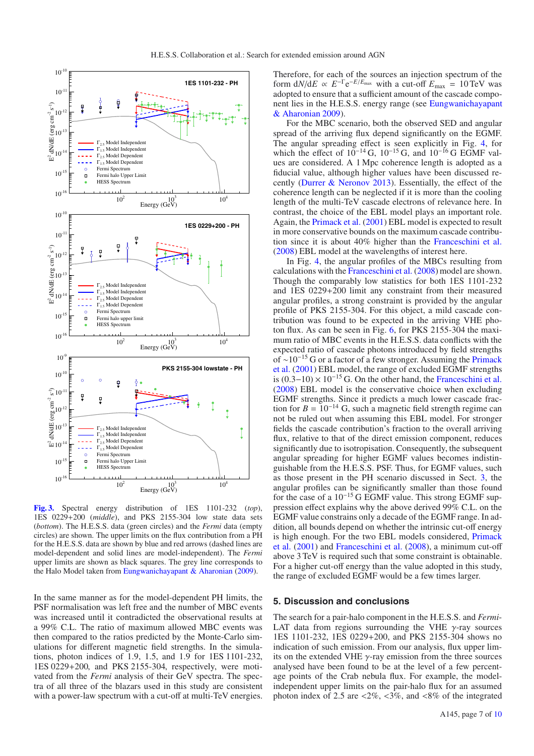1ES 1101-232 - PH

$E^2$ dN/dE (erg cm$^{-2}$ s$^{-1}$)

Energy (GeV)

$\Gamma_{2.5}$ Model Independent
$\Gamma_{1.5}$ Model Independent
$\Gamma_{2.5}$ Model Dependent
$\Gamma_{1.5}$ Model Dependent
Fermi Spectrum
Fermi halo Upper Limit
HESS Spectrum

1ES 0229+200 - PH

$E^2$ dN/dE (erg cm$^{-2}$ s$^{-1}$)

Energy (GeV)

$\Gamma_{2.5}$ Model Independent
$\Gamma_{1.5}$ Model Independent
$\Gamma_{2.5}$ Model Dependent
$\Gamma_{1.5}$ Model Dependent
Fermi Spectrum
Fermi halo upper limit
HESS Spectrum

PKS 2155-304 lowstate - PH

$E^2$ dN/dE (erg cm$^{-2}$ s$^{-1}$)

Energy (GeV)

$\Gamma_{2.5}$ Model Independent
$\Gamma_{1.5}$ Model Independent
$\Gamma_{2.5}$ Model Dependent
$\Gamma_{1.5}$ Model Dependent
Fermi Spectrum
Fermi halo Upper Limit
HESS Spectrum

**Fig. 3.** Spectral energy distribution of 1ES 1101-232 (*top*), 1ES 0229+200 (*middle*), and PKS 2155-304 low state data sets (*bottom*). The H.E.S.S. data (green circles) and the *Fermi* data (empty circles) are shown. The upper limits on the flux contribution from a PH for the H.E.S.S. data are shown by blue and red arrows (dashed lines are model-dependent and solid lines are model-independent). The *Fermi* upper limits are shown as black squares. The grey line corresponds to the Halo Model taken from Eungwanichayapant & Aharonian (2009).

In the same manner as for the model-dependent PH limits, the PSF normalisation was left free and the number of MBC events was increased until it contradicted the observational results at a 99% C.L. The ratio of maximum allowed MBC events was then compared to the ratios predicted by the Monte-Carlo simulations for different magnetic field strengths. In the simulations, photon indices of 1.9, 1.5, and 1.9 for 1ES 1101-232, 1ES 0229+200, and PKS 2155-304, respectively, were motivated from the *Fermi* analysis of their GeV spectra. The spectra of all three of the blazars used in this study are consistent with a power-law spectrum with a cut-off at multi-TeV energies.

Therefore, for each of the sources an injection spectrum of the form $dN/dE \propto E^{-\Gamma} e^{-E/E_{\max}}$ with a cut-off $E_{\max} = 10$ TeV was adopted to ensure that a sufficient amount of the cascade component lies in the H.E.S.S. energy range (see Eungwanichayapant & Aharonian 2009).

For the MBC scenario, both the observed SED and angular spread of the arriving flux depend significantly on the EGMF. The angular spreading effect is seen explicitly in Fig. 4, for which the effect of $10^{-14}$ G, $10^{-15}$ G, and $10^{-16}$ G EGMF values are considered. A 1 Mpc coherence length is adopted as a fiducial value, although higher values have been discussed recently (Durrer & Neronov 2013). Essentially, the effect of the coherence length can be neglected if it is more than the cooling length of the multi-TeV cascade electrons of relevance here. In contrast, the choice of the EBL model plays an important role. Again, the Primack et al. (2001) EBL model is expected to result in more conservative bounds on the maximum cascade contribution since it is about 40% higher than the Franceschini et al. (2008) EBL model at the wavelengths of interest here.

In Fig. 4, the angular profiles of the MBCs resulting from calculations with the Franceschini et al. (2008) model are shown. Though the comparably low statistics for both 1ES 1101-232 and 1ES 0229+200 limit any constraint from their measured angular profiles, a strong constraint is provided by the angular profile of PKS 2155-304. For this object, a mild cascade contribution was found to be expected in the arriving VHE photon flux. As can be seen in Fig. 6, for PKS 2155-304 the maximum ratio of MBC events in the H.E.S.S. data conflicts with the expected ratio of cascade photons introduced by field strengths of $\sim 10^{-15}$ G or a factor of a few stronger. Assuming the Primack et al. (2001) EBL model, the range of excluded EGMF strengths is $(0.3-10) \times 10^{-15}$ G. On the other hand, the Franceschini et al. (2008) EBL model is the conservative choice when excluding EGMF strengths. Since it predicts a much lower cascade fraction for $B = 10^{-14}$ G, such a magnetic field strength regime can not be ruled out when assuming this EBL model. For stronger fields the cascade contribution's fraction to the overall arriving flux, relative to that of the direct emission component, reduces significantly due to isotropisation. Consequently, the subsequent angular spreading for higher EGMF values becomes indistinguishable from the H.E.S.S. PSF. Thus, for EGMF values, such as those present in the PH scenario discussed in Sect. 3, the angular profiles can be significantly smaller than those found for the case of a $10^{-15}$ G EGMF value. This strong EGMF suppression effect explains why the above derived 99% C.L. on the EGMF value constrains only a decade of the EGMF range. In addition, all bounds depend on whether the intrinsic cut-off energy is high enough. For the two EBL models considered, Primack et al. (2001) and Franceschini et al. (2008), a minimum cut-off above 3 TeV is required such that some constraint is obtainable. For a higher cut-off energy than the value adopted in this study, the range of excluded EGMF would be a few times larger.

## 5. Discussion and conclusions

The search for a pair-halo component in the H.E.S.S. and *Fermi*-LAT data from regions surrounding the VHE $\gamma$-ray sources 1ES 1101-232, 1ES 0229+200, and PKS 2155-304 shows no indication of such emission. From our analysis, flux upper limits on the extended VHE $\gamma$-ray emission from the three sources analysed have been found to be at the level of a few percentage points of the Crab nebula flux. For example, the model-independent upper limits on the pair-halo flux for an assumed photon index of 2.5 are <2%, <3%, and <8% of the integrated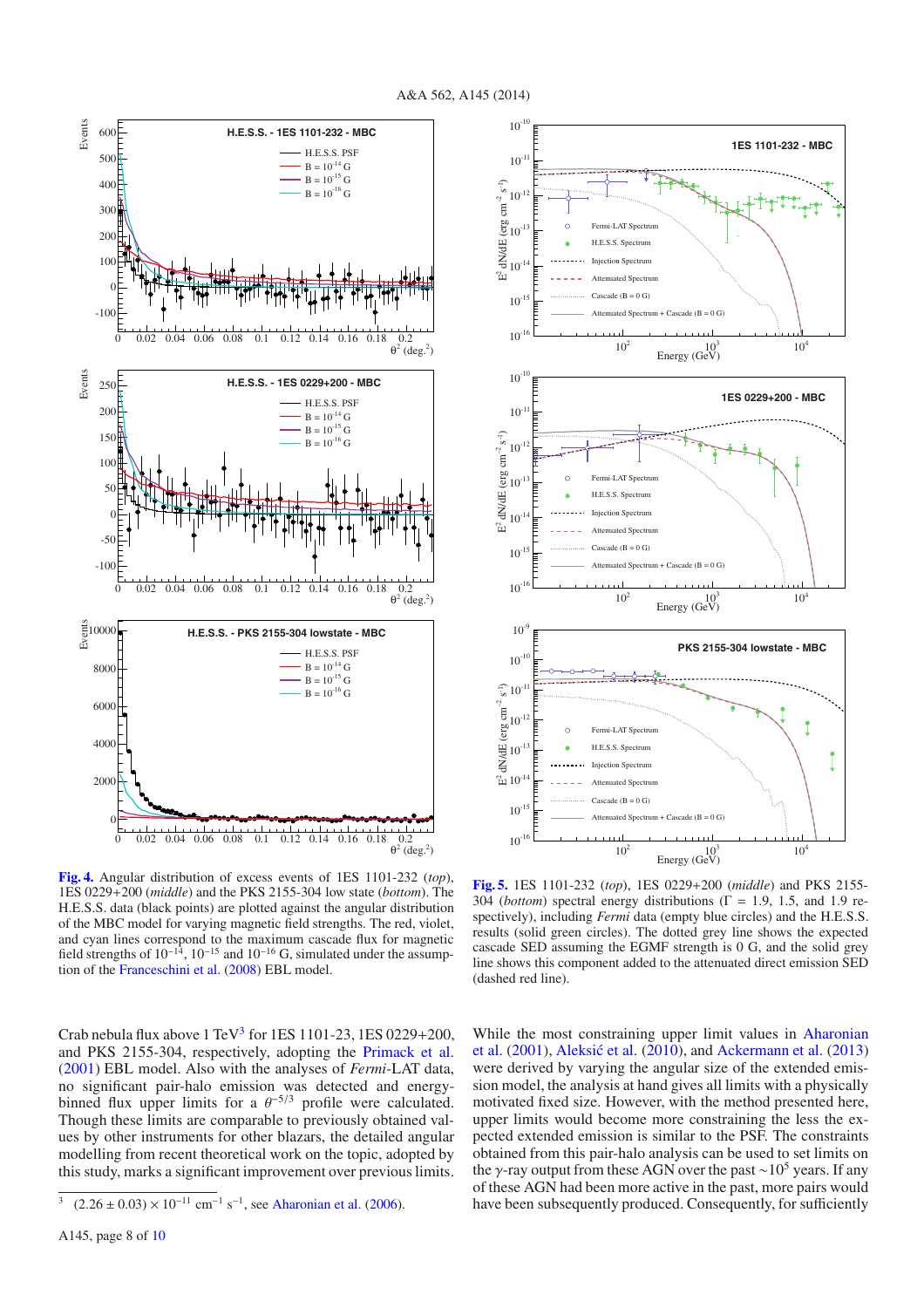H.E.S.S. - 1ES 1101-232 - MBC

Events

H.E.S.S. PSF

B = $10^{-14}$ G

B = $10^{-15}$ G

B = $10^{-16}$ G

$\theta^2$ (deg.$^2$)

H.E.S.S. - 1ES 0229+200 - MBC

Events

H.E.S.S. PSF

B = $10^{-14}$ G

B = $10^{-15}$ G

B = $10^{-16}$ G

$\theta^2$ (deg.$^2$)

H.E.S.S. - PKS 2155-304 lowstate - MBC

Events

H.E.S.S. PSF

B = $10^{-14}$ G

B = $10^{-15}$ G

B = $10^{-16}$ G

$\theta^2$ (deg.$^2$)

**Fig. 4.** Angular distribution of excess events of 1ES 1101-232 (*top*), 1ES 0229+200 (*middle*) and the PKS 2155-304 low state (*bottom*). The H.E.S.S. data (black points) are plotted against the angular distribution of the MBC model for varying magnetic field strengths. The red, violet, and cyan lines correspond to the maximum cascade flux for magnetic field strengths of $10^{-14}$, $10^{-15}$ and $10^{-16}$ G, simulated under the assumption of the Franceschini et al. (2008) EBL model.

1ES 1101-232 - MBC

$E^2$ dN/dE (erg cm$^{-2}$ s$^{-1}$)

Energy (GeV)

Fermi-LAT Spectrum

H.E.S.S. Spectrum

Injection Spectrum

Attenuated Spectrum

Cascade (B = 0 G)

Attenuated Spectrum + Cascade (B = 0 G)

1ES 0229+200 - MBC

$E^2$ dN/dE (erg cm$^{-2}$ s$^{-1}$)

Energy (GeV)

Fermi-LAT Spectrum

H.E.S.S. Spectrum

Injection Spectrum

Attenuated Spectrum

Cascade (B = 0 G)

Attenuated Spectrum + Cascade (B = 0 G)

PKS 2155-304 lowstate - MBC

$E^2$ dN/dE (erg cm$^{-2}$ s$^{-1}$)

Energy (GeV)

Fermi-LAT Spectrum

H.E.S.S. Spectrum

Injection Spectrum

Attenuated Spectrum

Cascade (B = 0 G)

Attenuated Spectrum + Cascade (B = 0 G)

**Fig. 5.** 1ES 1101-232 (*top*), 1ES 0229+200 (*middle*) and PKS 2155-304 (*bottom*) spectral energy distributions ($\Gamma$ = 1.9, 1.5, and 1.9 respectively), including *Fermi* data (empty blue circles) and the H.E.S.S. results (solid green circles). The dotted grey line shows the expected cascade SED assuming the EGMF strength is 0 G, and the solid grey line shows this component added to the attenuated direct emission SED (dashed red line).

Crab nebula flux above 1 TeV[3] for 1ES 1101-23, 1ES 0229+200, and PKS 2155-304, respectively, adopting the Primack et al. (2001) EBL model. Also with the analyses of *Fermi*-LAT data, no significant pair-halo emission was detected and energy-binned flux upper limits for a $\theta^{-5/3}$ profile were calculated. Though these limits are comparable to previously obtained values by other instruments for other blazars, the detailed angular modelling from recent theoretical work on the topic, adopted by this study, marks a significant improvement over previous limits.

While the most constraining upper limit values in Aharonian et al. (2001), Aleksić et al. (2010), and Ackermann et al. (2013) were derived by varying the angular size of the extended emission model, the analysis at hand gives all limits with a physically motivated fixed size. However, with the method presented here, upper limits would become more constraining the less the expected extended emission is similar to the PSF. The constraints obtained from this pair-halo analysis can be used to set limits on the $\gamma$-ray output from these AGN over the past $\sim 10^5$ years. If any of these AGN had been more active in the past, more pairs would have been subsequently produced. Consequently, for sufficiently

[3] $(2.26 \pm 0.03) \times 10^{-11}$ cm$^{-1}$ s$^{-1}$, see Aharonian et al. (2006).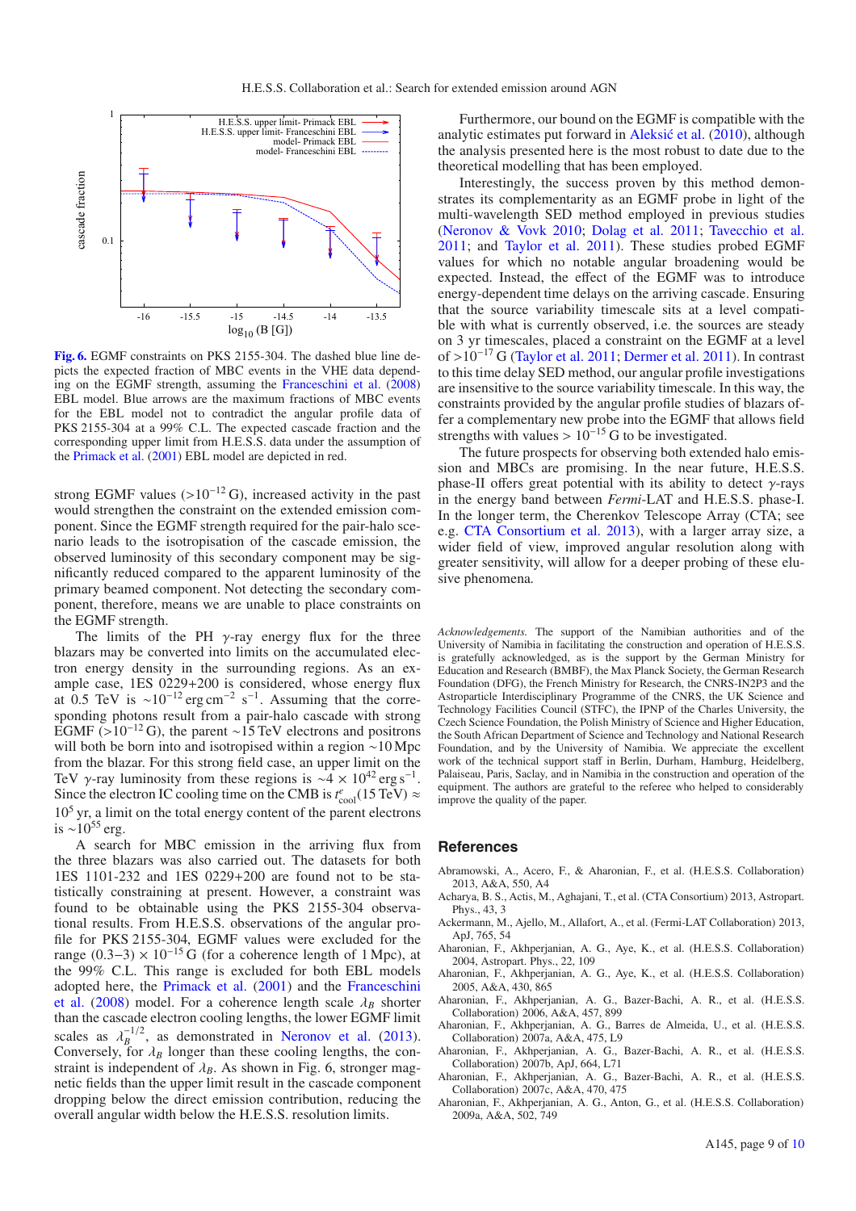H.E.S.S. upper limit- Primack EBL
H.E.S.S. upper limit- Franceschini EBL
model- Primack EBL
model- Franceschini EBL

cascade fraction

1

0.1

-16
-15.5
-15
-14.5
-14
-13.5

$\log_{10}$ (B [G])

**Fig. 6.** EGMF constraints on PKS 2155-304. The dashed blue line depicts the expected fraction of MBC events in the VHE data depending on the EGMF strength, assuming the Franceschini et al. (2008) EBL model. Blue arrows are the maximum fractions of MBC events for the EBL model not to contradict the angular profile data of PKS 2155-304 at a 99% C.L. The expected cascade fraction and the corresponding upper limit from H.E.S.S. data under the assumption of the Primack et al. (2001) EBL model are depicted in red.

strong EGMF values ($>10^{-12}$ G), increased activity in the past would strengthen the constraint on the extended emission component. Since the EGMF strength required for the pair-halo scenario leads to the isotropisation of the cascade emission, the observed luminosity of this secondary component may be significantly reduced compared to the apparent luminosity of the primary beamed component. Not detecting the secondary component, therefore, means we are unable to place constraints on the EGMF strength.

The limits of the PH $\gamma$-ray energy flux for the three blazars may be converted into limits on the accumulated electron energy density in the surrounding regions. As an example case, 1ES 0229+200 is considered, whose energy flux at 0.5 TeV is $\sim 10^{-12}$ erg cm$^{-2}$ s$^{-1}$. Assuming that the corresponding photons result from a pair-halo cascade with strong EGMF ($>10^{-12}$ G), the parent $\sim$15 TeV electrons and positrons will both be born into and isotropised within a region $\sim$10 Mpc from the blazar. For this strong field case, an upper limit on the TeV $\gamma$-ray luminosity from these regions is $\sim 4 \times 10^{42}$ erg s$^{-1}$. Since the electron IC cooling time on the CMB is $t^{e}_{\rm cool}(15\ {\rm TeV}) \approx 10^{5}$ yr, a limit on the total energy content of the parent electrons is $\sim 10^{55}$ erg.

A search for MBC emission in the arriving flux from the three blazars was also carried out. The datasets for both 1ES 1101-232 and 1ES 0229+200 are found not to be statistically constraining at present. However, a constraint was found to be obtainable using the PKS 2155-304 observational results. From H.E.S.S. observations of the angular profile for PKS 2155-304, EGMF values were excluded for the range $(0.3{-}3) \times 10^{-15}$ G (for a coherence length of 1 Mpc), at the 99% C.L. This range is excluded for both EBL models adopted here, the Primack et al. (2001) and the Franceschini et al. (2008) model. For a coherence length scale $\lambda_B$ shorter than the cascade electron cooling lengths, the lower EGMF limit scales as $\lambda_B^{-1/2}$, as demonstrated in Neronov et al. (2013). Conversely, for $\lambda_B$ longer than these cooling lengths, the constraint is independent of $\lambda_B$. As shown in Fig. 6, stronger magnetic fields than the upper limit result in the cascade component dropping below the direct emission contribution, reducing the overall angular width below the H.E.S.S. resolution limits.

Furthermore, our bound on the EGMF is compatible with the analytic estimates put forward in Aleksić et al. (2010), although the analysis presented here is the most robust to date due to the theoretical modelling that has been employed.

Interestingly, the success proven by this method demonstrates its complementarity as an EGMF probe in light of the multi-wavelength SED method employed in previous studies (Neronov & Vovk 2010; Dolag et al. 2011; Tavecchio et al. 2011; and Taylor et al. 2011). These studies probed EGMF values for which no notable angular broadening would be expected. Instead, the effect of the EGMF was to introduce energy-dependent time delays on the arriving cascade. Ensuring that the source variability timescale sits at a level compatible with what is currently observed, i.e. the sources are steady on 3 yr timescales, placed a constraint on the EGMF at a level of $>10^{-17}$ G (Taylor et al. 2011; Dermer et al. 2011). In contrast to this time delay SED method, our angular profile investigations are insensitive to the source variability timescale. In this way, the constraints provided by the angular profile studies of blazars offer a complementary new probe into the EGMF that allows field strengths with values $> 10^{-15}$ G to be investigated.

The future prospects for observing both extended halo emission and MBCs are promising. In the near future, H.E.S.S. phase-II offers great potential with its ability to detect $\gamma$-rays in the energy band between *Fermi*-LAT and H.E.S.S. phase-I. In the longer term, the Cherenkov Telescope Array (CTA; see e.g. CTA Consortium et al. 2013), with a larger array size, a wider field of view, improved angular resolution along with greater sensitivity, will allow for a deeper probing of these elusive phenomena.

*Acknowledgements.* The support of the Namibian authorities and of the University of Namibia in facilitating the construction and operation of H.E.S.S. is gratefully acknowledged, as is the support by the German Ministry for Education and Research (BMBF), the Max Planck Society, the German Research Foundation (DFG), the French Ministry for Research, the CNRS-IN2P3 and the Astroparticle Interdisciplinary Programme of the CNRS, the UK Science and Technology Facilities Council (STFC), the IPNP of the Charles University, the Czech Science Foundation, the Polish Ministry of Science and Higher Education, the South African Department of Science and Technology and National Research Foundation, and by the University of Namibia. We appreciate the excellent work of the technical support staff in Berlin, Durham, Hamburg, Heidelberg, Palaiseau, Paris, Saclay, and in Namibia in the construction and operation of the equipment. The authors are grateful to the referee who helped to considerably improve the quality of the paper.

## References

Abramowski, A., Acero, F., & Aharonian, F., et al. (H.E.S.S. Collaboration) 2013, A&A, 550, A4
Acharya, B. S., Actis, M., Aghajani, T., et al. (CTA Consortium) 2013, Astropart. Phys., 43, 3
Ackermann, M., Ajello, M., Allafort, A., et al. (Fermi-LAT Collaboration) 2013, ApJ, 765, 54
Aharonian, F., Akhperjanian, A. G., Aye, K., et al. (H.E.S.S. Collaboration) 2004, Astropart. Phys., 22, 109
Aharonian, F., Akhperjanian, A. G., Aye, K., et al. (H.E.S.S. Collaboration) 2005, A&A, 430, 865
Aharonian, F., Akhperjanian, A. G., Bazer-Bachi, A. R., et al. (H.E.S.S. Collaboration) 2006, A&A, 457, 899
Aharonian, F., Akhperjanian, A. G., Barres de Almeida, U., et al. (H.E.S.S. Collaboration) 2007a, A&A, 475, L9
Aharonian, F., Akhperjanian, A. G., Bazer-Bachi, A. R., et al. (H.E.S.S. Collaboration) 2007b, ApJ, 664, L71
Aharonian, F., Akhperjanian, A. G., Bazer-Bachi, A. R., et al. (H.E.S.S. Collaboration) 2007c, A&A, 470, 475
Aharonian, F., Akhperjanian, A. G., Anton, G., et al. (H.E.S.S. Collaboration) 2009a, A&A, 502, 749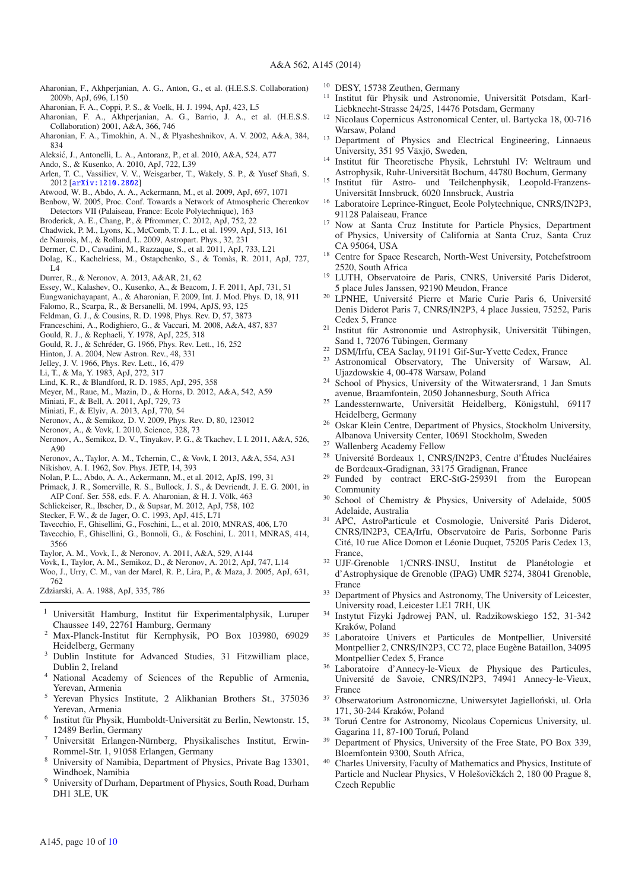Aharonian, F., Akhperjanian, A. G., Anton, G., et al. (H.E.S.S. Collaboration) 2009b, ApJ, 696, L150

Aharonian, F. A., Coppi, P. S., & Voelk, H. J. 1994, ApJ, 423, L5

Aharonian, F. A., Akhperjanian, A. G., Barrio, J. A., et al. (H.E.S.S. Collaboration) 2001, A&A, 366, 746

Aharonian, F. A., Timokhin, A. N., & Plyasheshnikov, A. V. 2002, A&A, 384, 834

Aleksić, J., Antonelli, L. A., Antoranz, P., et al. 2010, A&A, 524, A77

Ando, S., & Kusenko, A. 2010, ApJ, 722, L39

Arlen, T. C., Vassiliev, V. V., Weisgarber, T., Wakely, S. P., & Yusef Shafi, S. 2012 [arXiv:1210.2802]

Atwood, W. B., Abdo, A. A., Ackermann, M., et al. 2009, ApJ, 697, 1071

Benbow, W. 2005, Proc. Conf. Towards a Network of Atmospheric Cherenkov Detectors VII (Palaiseau, France: Ecole Polytechnique), 163

Broderick, A. E., Chang, P., & Pfrommer, C. 2012, ApJ, 752, 22

Chadwick, P. M., Lyons, K., McComb, T. J. L., et al. 1999, ApJ, 513, 161

de Naurois, M., & Rolland, L. 2009, Astropart. Phys., 32, 231

Dermer, C. D., Cavadini, M., Razzaque, S., et al. 2011, ApJ, 733, L21

Dolag, K., Kachelriess, M., Ostapchenko, S., & Tomàs, R. 2011, ApJ, 727, L4

Durrer, R., & Neronov, A. 2013, A&AR, 21, 62

Essey, W., Kalashev, O., Kusenko, A., & Beacom, J. F. 2011, ApJ, 731, 51

Eungwanichayapant, A., & Aharonian, F. 2009, Int. J. Mod. Phys. D, 18, 911

Falomo, R., Scarpa, R., & Bersanelli, M. 1994, ApJS, 93, 125

Feldman, G. J., & Cousins, R. D. 1998, Phys. Rev. D, 57, 3873

Franceschini, A., Rodighiero, G., & Vaccari, M. 2008, A&A, 487, 837

Gould, R. J., & Rephaeli, Y. 1978, ApJ, 225, 318

Gould, R. J., & Schréder, G. 1966, Phys. Rev. Lett., 16, 252

Hinton, J. A. 2004, New Astron. Rev., 48, 331

Jelley, J. V. 1966, Phys. Rev. Lett., 16, 479

Li, T., & Ma, Y. 1983, ApJ, 272, 317

Lind, K. R., & Blandford, R. D. 1985, ApJ, 295, 358

Meyer, M., Raue, M., Mazin, D., & Horns, D. 2012, A&A, 542, A59

Miniati, F., & Bell, A. 2011, ApJ, 729, 73

Miniati, F., & Elyiv, A. 2013, ApJ, 770, 54

Neronov, A., & Semikoz, D. V. 2009, Phys. Rev. D, 80, 123012

Neronov, A., & Vovk, I. 2010, Science, 328, 73

Neronov, A., Semikoz, D. V., Tinyakov, P. G., & Tkachev, I. I. 2011, A&A, 526, A90

Neronov, A., Taylor, A. M., Tchernin, C., & Vovk, I. 2013, A&A, 554, A31

Nikishov, A. I. 1962, Sov. Phys. JETP, 14, 393

Nolan, P. L., Abdo, A. A., Ackermann, M., et al. 2012, ApJS, 199, 31

Primack, J. R., Somerville, R. S., Bullock, J. S., & Devriendt, J. E. G. 2001, in AIP Conf. Ser. 558, eds. F. A. Aharonian, & H. J. Völk, 463

Schlickeiser, R., Ibscher, D., & Supsar, M. 2012, ApJ, 758, 102

Stecker, F. W., & de Jager, O. C. 1993, ApJ, 415, L71

Tavecchio, F., Ghisellini, G., Foschini, L., et al. 2010, MNRAS, 406, L70

Tavecchio, F., Ghisellini, G., Bonnoli, G., & Foschini, L. 2011, MNRAS, 414, 3566

Taylor, A. M., Vovk, I., & Neronov, A. 2011, A&A, 529, A144

Vovk, I., Taylor, A. M., Semikoz, D., & Neronov, A. 2012, ApJ, 747, L14

Woo, J., Urry, C. M., van der Marel, R. P., Lira, P., & Maza, J. 2005, ApJ, 631, 762

Zdziarski, A. A. 1988, ApJ, 335, 786

---

[1] Universität Hamburg, Institut für Experimentalphysik, Luruper Chaussee 149, 22761 Hamburg, Germany

[2] Max-Planck-Institut für Kernphysik, PO Box 103980, 69029 Heidelberg, Germany

[3] Dublin Institute for Advanced Studies, 31 Fitzwilliam place, Dublin 2, Ireland

[4] National Academy of Sciences of the Republic of Armenia, Yerevan, Armenia

[5] Yerevan Physics Institute, 2 Alikhanian Brothers St., 375036 Yerevan, Armenia

[6] Institut für Physik, Humboldt-Universität zu Berlin, Newtonstr. 15, 12489 Berlin, Germany

[7] Universität Erlangen-Nürnberg, Physikalisches Institut, Erwin-Rommel-Str. 1, 91058 Erlangen, Germany

[8] University of Namibia, Department of Physics, Private Bag 13301, Windhoek, Namibia

[9] University of Durham, Department of Physics, South Road, Durham DH1 3LE, UK

[10] DESY, 15738 Zeuthen, Germany

[11] Institut für Physik und Astronomie, Universität Potsdam, Karl-Liebknecht-Strasse 24/25, 14476 Potsdam, Germany

[12] Nicolaus Copernicus Astronomical Center, ul. Bartycka 18, 00-716 Warsaw, Poland

[13] Department of Physics and Electrical Engineering, Linnaeus University, 351 95 Växjö, Sweden,

[14] Institut für Theoretische Physik, Lehrstuhl IV: Weltraum und Astrophysik, Ruhr-Universität Bochum, 44780 Bochum, Germany

[15] Institut für Astro- und Teilchenphysik, Leopold-Franzens-Universität Innsbruck, 6020 Innsbruck, Austria

[16] Laboratoire Leprince-Ringuet, Ecole Polytechnique, CNRS/IN2P3, 91128 Palaiseau, France

[17] Now at Santa Cruz Institute for Particle Physics, Department of Physics, University of California at Santa Cruz, Santa Cruz CA 95064, USA

[18] Centre for Space Research, North-West University, Potchefstroom 2520, South Africa

[19] LUTH, Observatoire de Paris, CNRS, Université Paris Diderot, 5 place Jules Janssen, 92190 Meudon, France

[20] LPNHE, Université Pierre et Marie Curie Paris 6, Université Denis Diderot Paris 7, CNRS/IN2P3, 4 place Jussieu, 75252, Paris Cedex 5, France

[21] Institut für Astronomie und Astrophysik, Universität Tübingen, Sand 1, 72076 Tübingen, Germany

[22] DSM/Irfu, CEA Saclay, 91191 Gif-Sur-Yvette Cedex, France

[23] Astronomical Observatory, The University of Warsaw, Al. Ujazdowskie 4, 00-478 Warsaw, Poland

[24] School of Physics, University of the Witwatersrand, 1 Jan Smuts avenue, Braamfontein, 2050 Johannesburg, South Africa

[25] Landessternwarte, Universität Heidelberg, Königstuhl, 69117 Heidelberg, Germany

[26] Oskar Klein Centre, Department of Physics, Stockholm University, Albanova University Center, 10691 Stockholm, Sweden

[27] Wallenberg Academy Fellow

[28] Université Bordeaux 1, CNRS/IN2P3, Centre d'Études Nucléaires de Bordeaux-Gradignan, 33175 Gradignan, France

[29] Funded by contract ERC-StG-259391 from the European Community

[30] School of Chemistry & Physics, University of Adelaide, 5005 Adelaide, Australia

[31] APC, AstroParticule et Cosmologie, Université Paris Diderot, CNRS/IN2P3, CEA/Irfu, Observatoire de Paris, Sorbonne Paris Cité, 10 rue Alice Domon et Léonie Duquet, 75205 Paris Cedex 13, France,

[32] UJF-Grenoble 1/CNRS-INSU, Institut de Planétologie et d'Astrophysique de Grenoble (IPAG) UMR 5274, 38041 Grenoble, France

[33] Department of Physics and Astronomy, The University of Leicester, University road, Leicester LE1 7RH, UK

[34] Instytut Fizyki Jądrowej PAN, ul. Radzikowskiego 152, 31-342 Kraków, Poland

[35] Laboratoire Univers et Particules de Montpellier, Université Montpellier 2, CNRS/IN2P3, CC 72, place Eugène Bataillon, 34095 Montpellier Cedex 5, France

[36] Laboratoire d'Annecy-le-Vieux de Physique des Particules, Université de Savoie, CNRS/IN2P3, 74941 Annecy-le-Vieux, France

[37] Obserwatorium Astronomiczne, Uniwersytet Jagielloński, ul. Orla 171, 30-244 Kraków, Poland

[38] Toruń Centre for Astronomy, Nicolaus Copernicus University, ul. Gagarina 11, 87-100 Toruń, Poland

[39] Department of Physics, University of the Free State, PO Box 339, Bloemfontein 9300, South Africa,

[40] Charles University, Faculty of Mathematics and Physics, Institute of Particle and Nuclear Physics, V Holešovičkách 2, 180 00 Prague 8, Czech Republic